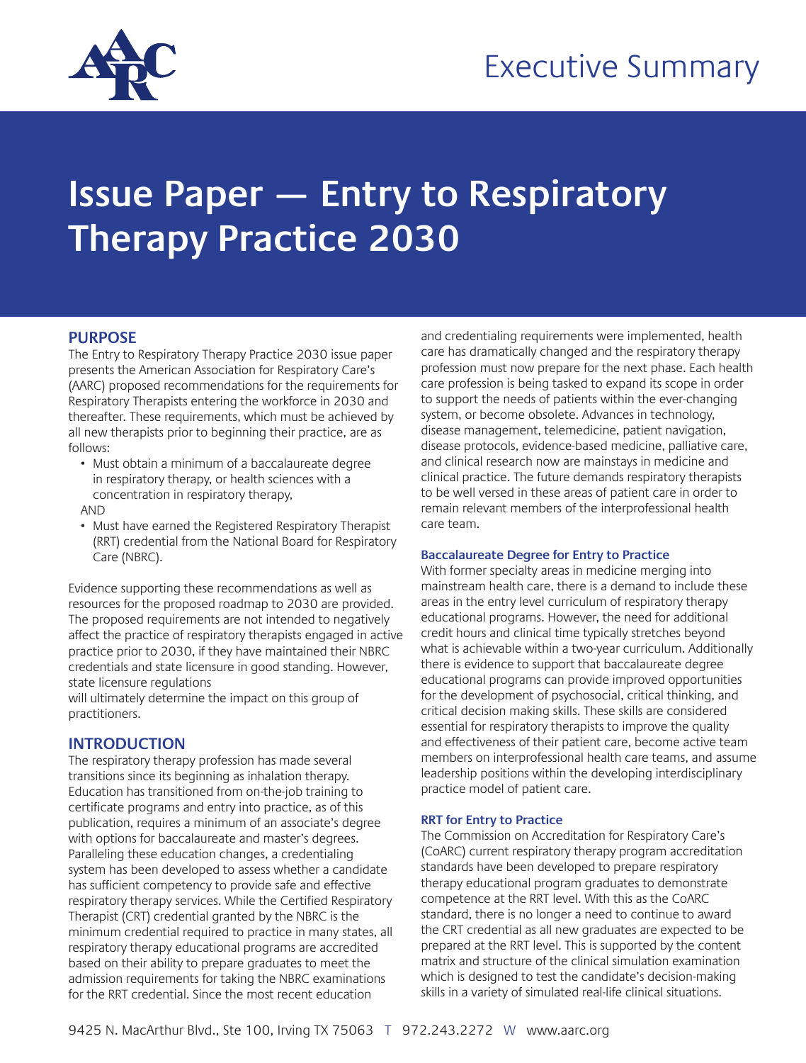Executive Summary

# Issue Paper — Entry to Respiratory Therapy Practice 2030

## PURPOSE

The Entry to Respiratory Therapy Practice 2030 issue paper presents the American Association for Respiratory Care's (AARC) proposed recommendations for the requirements for Respiratory Therapists entering the workforce in 2030 and thereafter. These requirements, which must be achieved by all new therapists prior to beginning their practice, are as follows:

- Must obtain a minimum of a baccalaureate degree in respiratory therapy, or health sciences with a concentration in respiratory therapy,

AND

- Must have earned the Registered Respiratory Therapist (RRT) credential from the National Board for Respiratory Care (NBRC).

Evidence supporting these recommendations as well as resources for the proposed roadmap to 2030 are provided. The proposed requirements are not intended to negatively affect the practice of respiratory therapists engaged in active practice prior to 2030, if they have maintained their NBRC credentials and state licensure in good standing. However, state licensure regulations will ultimately determine the impact on this group of practitioners.

## INTRODUCTION

The respiratory therapy profession has made several transitions since its beginning as inhalation therapy. Education has transitioned from on-the-job training to certificate programs and entry into practice, as of this publication, requires a minimum of an associate's degree with options for baccalaureate and master's degrees. Paralleling these education changes, a credentialing system has been developed to assess whether a candidate has sufficient competency to provide safe and effective respiratory therapy services. While the Certified Respiratory Therapist (CRT) credential granted by the NBRC is the minimum credential required to practice in many states, all respiratory therapy educational programs are accredited based on their ability to prepare graduates to meet the admission requirements for taking the NBRC examinations for the RRT credential. Since the most recent education and credentialing requirements were implemented, health care has dramatically changed and the respiratory therapy profession must now prepare for the next phase. Each health care profession is being tasked to expand its scope in order to support the needs of patients within the ever-changing system, or become obsolete. Advances in technology, disease management, telemedicine, patient navigation, disease protocols, evidence-based medicine, palliative care, and clinical research now are mainstays in medicine and clinical practice. The future demands respiratory therapists to be well versed in these areas of patient care in order to remain relevant members of the interprofessional health care team.

### Baccalaureate Degree for Entry to Practice

With former specialty areas in medicine merging into mainstream health care, there is a demand to include these areas in the entry level curriculum of respiratory therapy educational programs. However, the need for additional credit hours and clinical time typically stretches beyond what is achievable within a two-year curriculum. Additionally there is evidence to support that baccalaureate degree educational programs can provide improved opportunities for the development of psychosocial, critical thinking, and critical decision making skills. These skills are considered essential for respiratory therapists to improve the quality and effectiveness of their patient care, become active team members on interprofessional health care teams, and assume leadership positions within the developing interdisciplinary practice model of patient care.

### RRT for Entry to Practice

The Commission on Accreditation for Respiratory Care's (CoARC) current respiratory therapy program accreditation standards have been developed to prepare respiratory therapy educational program graduates to demonstrate competence at the RRT level. With this as the CoARC standard, there is no longer a need to continue to award the CRT credential as all new graduates are expected to be prepared at the RRT level. This is supported by the content matrix and structure of the clinical simulation examination which is designed to test the candidate's decision-making skills in a variety of simulated real-life clinical situations.

9425 N. MacArthur Blvd., Ste 100, Irving TX 75063 T 972.243.2272 W www.aarc.org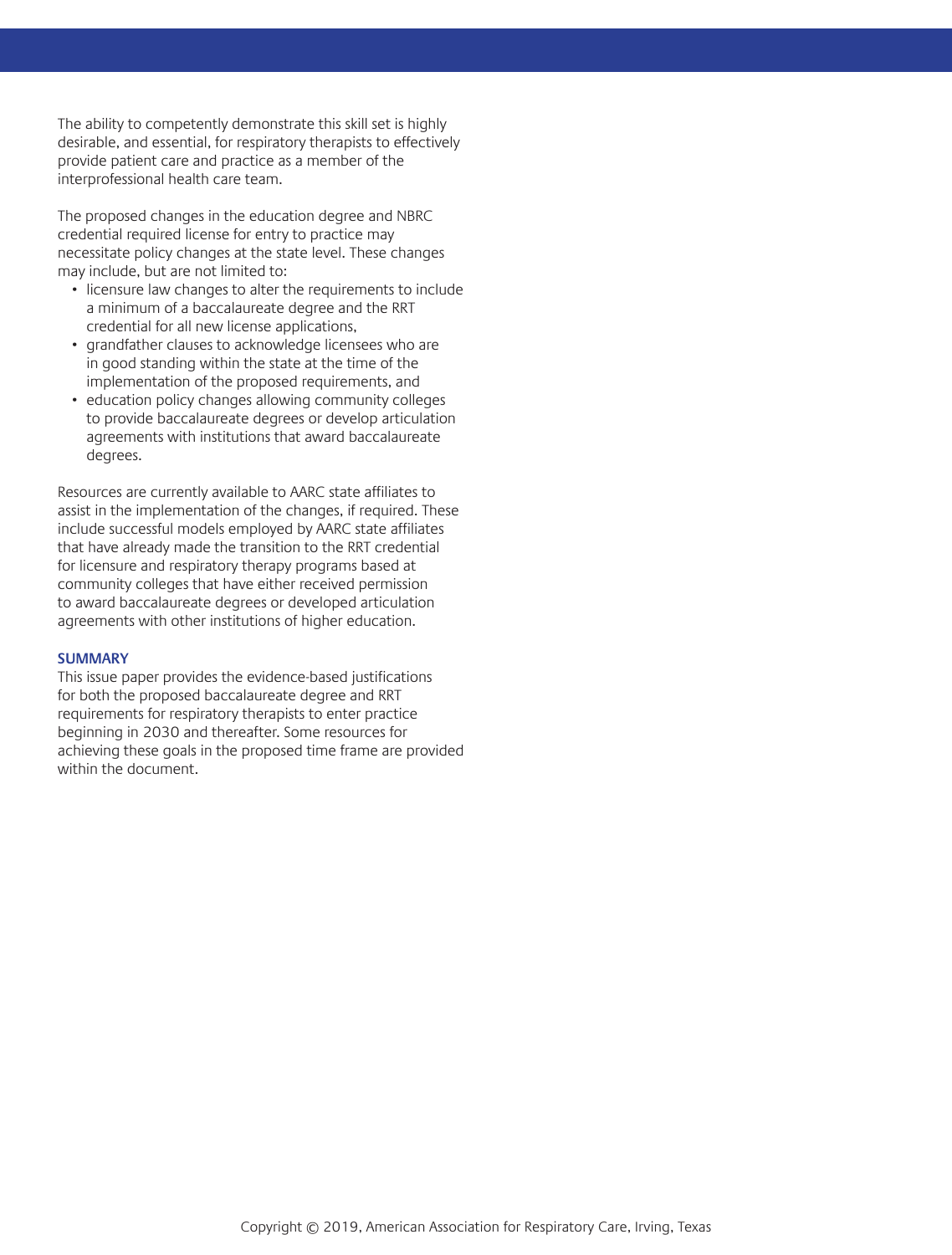The ability to competently demonstrate this skill set is highly desirable, and essential, for respiratory therapists to effectively provide patient care and practice as a member of the interprofessional health care team.

The proposed changes in the education degree and NBRC credential required license for entry to practice may necessitate policy changes at the state level. These changes may include, but are not limited to:

- licensure law changes to alter the requirements to include a minimum of a baccalaureate degree and the RRT credential for all new license applications,
- grandfather clauses to acknowledge licensees who are in good standing within the state at the time of the implementation of the proposed requirements, and
- education policy changes allowing community colleges to provide baccalaureate degrees or develop articulation agreements with institutions that award baccalaureate degrees.

Resources are currently available to AARC state affiliates to assist in the implementation of the changes, if required. These include successful models employed by AARC state affiliates that have already made the transition to the RRT credential for licensure and respiratory therapy programs based at community colleges that have either received permission to award baccalaureate degrees or developed articulation agreements with other institutions of higher education.

## SUMMARY

This issue paper provides the evidence-based justifications for both the proposed baccalaureate degree and RRT requirements for respiratory therapists to enter practice beginning in 2030 and thereafter. Some resources for achieving these goals in the proposed time frame are provided within the document.

Copyright © 2019, American Association for Respiratory Care, Irving, Texas